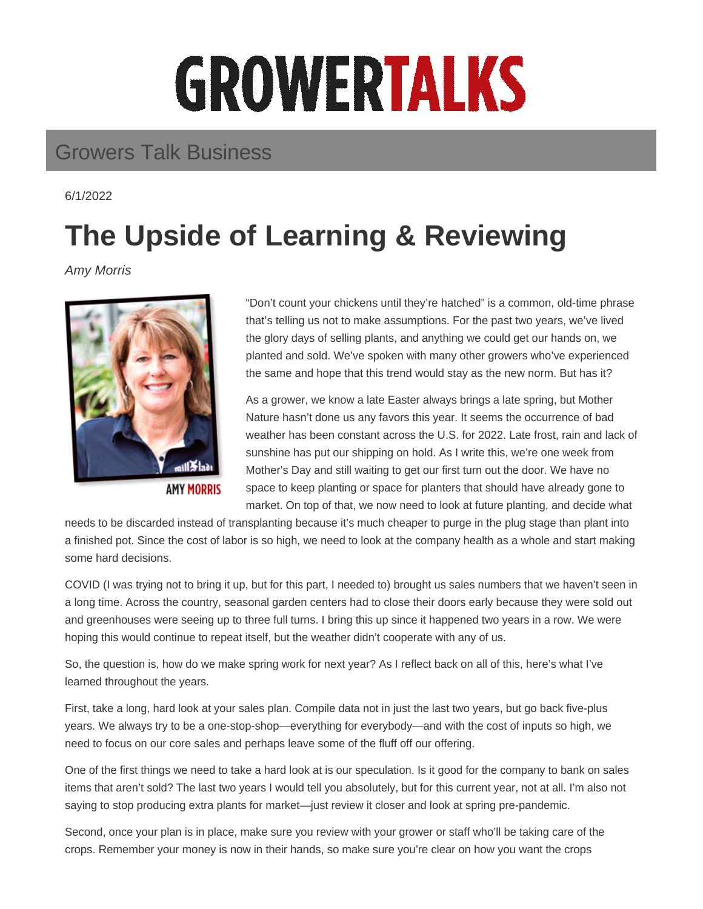# GROWERTALKS

## Growers Talk Business

6/1/2022

# The Upside of Learning & Reviewing

*Amy Morris*

AMY MORRIS

"Don't count your chickens until they're hatched" is a common, old-time phrase that's telling us not to make assumptions. For the past two years, we've lived the glory days of selling plants, and anything we could get our hands on, we planted and sold. We've spoken with many other growers who've experienced the same and hope that this trend would stay as the new norm. But has it?

As a grower, we know a late Easter always brings a late spring, but Mother Nature hasn't done us any favors this year. It seems the occurrence of bad weather has been constant across the U.S. for 2022. Late frost, rain and lack of sunshine has put our shipping on hold. As I write this, we're one week from Mother's Day and still waiting to get our first turn out the door. We have no space to keep planting or space for planters that should have already gone to market. On top of that, we now need to look at future planting, and decide what needs to be discarded instead of transplanting because it's much cheaper to purge in the plug stage than plant into a finished pot. Since the cost of labor is so high, we need to look at the company health as a whole and start making some hard decisions.

COVID (I was trying not to bring it up, but for this part, I needed to) brought us sales numbers that we haven't seen in a long time. Across the country, seasonal garden centers had to close their doors early because they were sold out and greenhouses were seeing up to three full turns. I bring this up since it happened two years in a row. We were hoping this would continue to repeat itself, but the weather didn't cooperate with any of us.

So, the question is, how do we make spring work for next year? As I reflect back on all of this, here's what I've learned throughout the years.

First, take a long, hard look at your sales plan. Compile data not in just the last two years, but go back five-plus years. We always try to be a one-stop-shop—everything for everybody—and with the cost of inputs so high, we need to focus on our core sales and perhaps leave some of the fluff off our offering.

One of the first things we need to take a hard look at is our speculation. Is it good for the company to bank on sales items that aren't sold? The last two years I would tell you absolutely, but for this current year, not at all. I'm also not saying to stop producing extra plants for market—just review it closer and look at spring pre-pandemic.

Second, once your plan is in place, make sure you review with your grower or staff who'll be taking care of the crops. Remember your money is now in their hands, so make sure you're clear on how you want the crops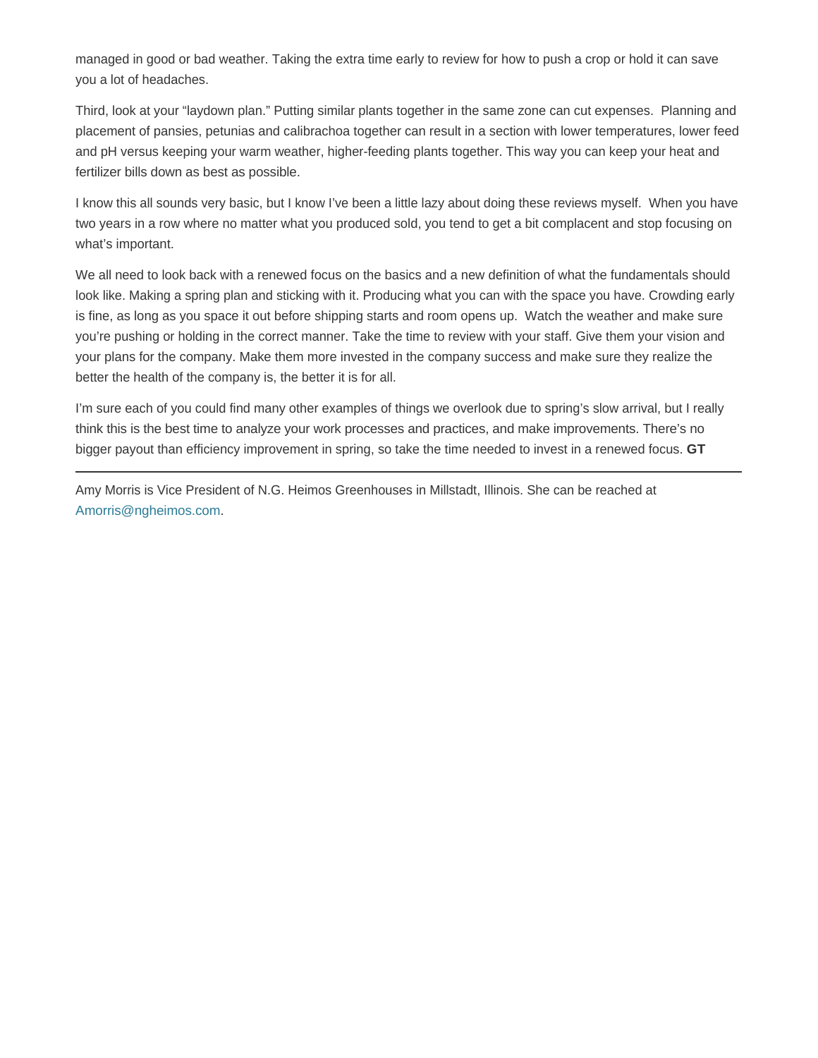managed in good or bad weather. Taking the extra time early to review for how to push a crop or hold it can save you a lot of headaches.

Third, look at your “laydown plan.” Putting similar plants together in the same zone can cut expenses. Planning and placement of pansies, petunias and calibrachoa together can result in a section with lower temperatures, lower feed and pH versus keeping your warm weather, higher-feeding plants together. This way you can keep your heat and fertilizer bills down as best as possible.

I know this all sounds very basic, but I know I’ve been a little lazy about doing these reviews myself. When you have two years in a row where no matter what you produced sold, you tend to get a bit complacent and stop focusing on what’s important.

We all need to look back with a renewed focus on the basics and a new definition of what the fundamentals should look like. Making a spring plan and sticking with it. Producing what you can with the space you have. Crowding early is fine, as long as you space it out before shipping starts and room opens up. Watch the weather and make sure you’re pushing or holding in the correct manner. Take the time to review with your staff. Give them your vision and your plans for the company. Make them more invested in the company success and make sure they realize the better the health of the company is, the better it is for all.

I’m sure each of you could find many other examples of things we overlook due to spring’s slow arrival, but I really think this is the best time to analyze your work processes and practices, and make improvements. There’s no bigger payout than efficiency improvement in spring, so take the time needed to invest in a renewed focus. **GT**

---

Amy Morris is Vice President of N.G. Heimos Greenhouses in Millstadt, Illinois. She can be reached at Amorris@ngheimos.com.